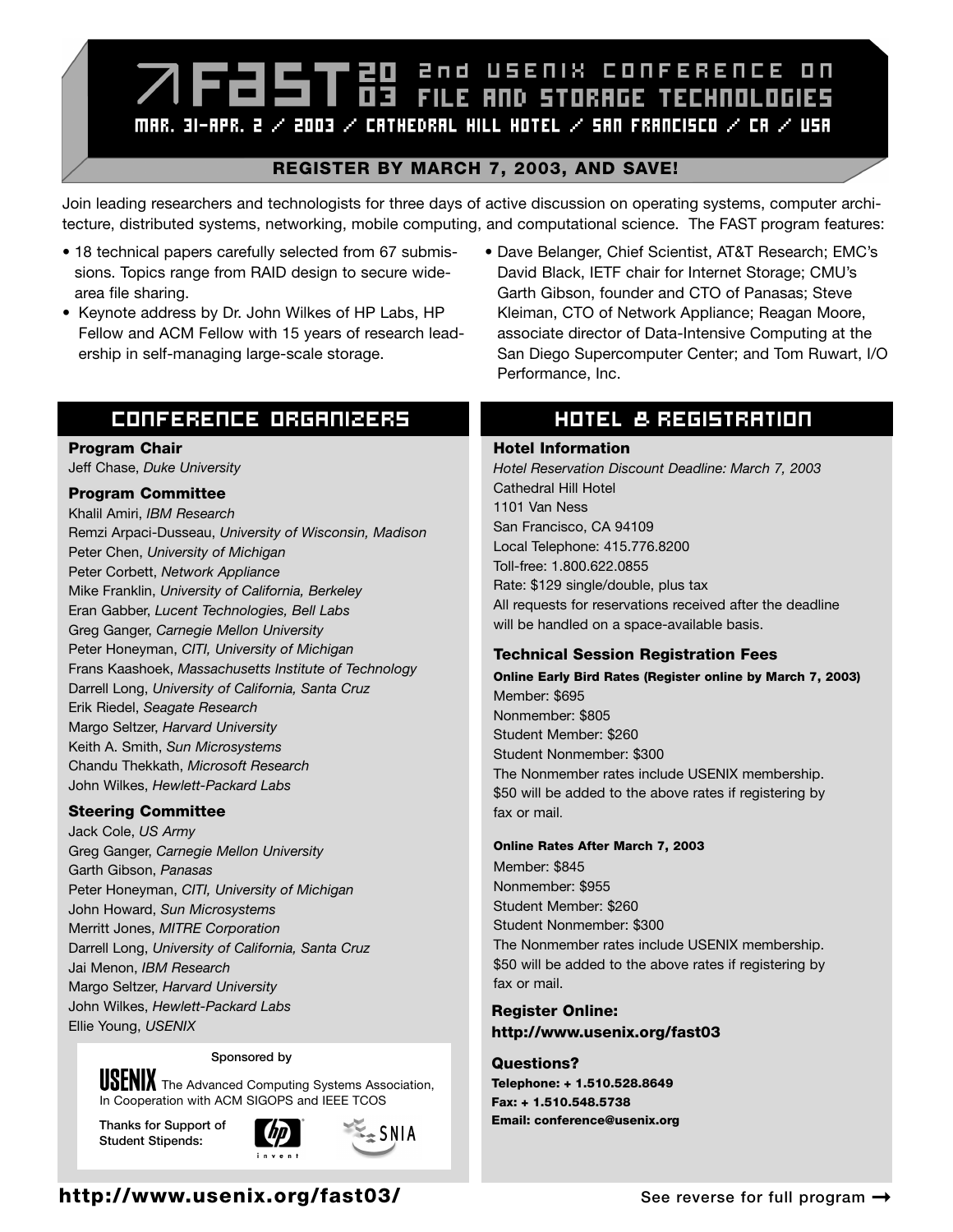# FAST 2003 — 2nd USENIX Conference on File and Storage Technologies

**MAR. 31–APR. 2 / 2003 / CATHEDRAL HILL HOTEL / SAN FRANCISCO / CA / USA**

**REGISTER BY MARCH 7, 2003, AND SAVE!**

Join leading researchers and technologists for three days of active discussion on operating systems, computer architecture, distributed systems, networking, mobile computing, and computational science. The FAST program features:

- 18 technical papers carefully selected from 67 submissions. Topics range from RAID design to secure wide-area file sharing.
- Keynote address by Dr. John Wilkes of HP Labs, HP Fellow and ACM Fellow with 15 years of research leadership in self-managing large-scale storage.
- Dave Belanger, Chief Scientist, AT&T Research; EMC's David Black, IETF chair for Internet Storage; CMU's Garth Gibson, founder and CTO of Panasas; Steve Kleiman, CTO of Network Appliance; Reagan Moore, associate director of Data-Intensive Computing at the San Diego Supercomputer Center; and Tom Ruwart, I/O Performance, Inc.

## CONFERENCE ORGANIZERS

### Program Chair

Jeff Chase, *Duke University*

### Program Committee

Khalil Amiri, *IBM Research*
Remzi Arpaci-Dusseau, *University of Wisconsin, Madison*
Peter Chen, *University of Michigan*
Peter Corbett, *Network Appliance*
Mike Franklin, *University of California, Berkeley*
Eran Gabber, *Lucent Technologies, Bell Labs*
Greg Ganger, *Carnegie Mellon University*
Peter Honeyman, *CITI, University of Michigan*
Frans Kaashoek, *Massachusetts Institute of Technology*
Darrell Long, *University of California, Santa Cruz*
Erik Riedel, *Seagate Research*
Margo Seltzer, *Harvard University*
Keith A. Smith, *Sun Microsystems*
Chandu Thekkath, *Microsoft Research*
John Wilkes, *Hewlett-Packard Labs*

### Steering Committee

Jack Cole, *US Army*
Greg Ganger, *Carnegie Mellon University*
Garth Gibson, *Panasas*
Peter Honeyman, *CITI, University of Michigan*
John Howard, *Sun Microsystems*
Merritt Jones, *MITRE Corporation*
Darrell Long, *University of California, Santa Cruz*
Jai Menon, *IBM Research*
Margo Seltzer, *Harvard University*
John Wilkes, *Hewlett-Packard Labs*
Ellie Young, *USENIX*

Sponsored by

USENIX The Advanced Computing Systems Association, In Cooperation with ACM SIGOPS and IEEE TCOS

Thanks for Support of Student Stipends: hp invent, SNIA

## HOTEL & REGISTRATION

### Hotel Information

*Hotel Reservation Discount Deadline: March 7, 2003*
Cathedral Hill Hotel
1101 Van Ness
San Francisco, CA 94109
Local Telephone: 415.776.8200
Toll-free: 1.800.622.0855
Rate: $129 single/double, plus tax
All requests for reservations received after the deadline will be handled on a space-available basis.

### Technical Session Registration Fees

**Online Early Bird Rates (Register online by March 7, 2003)**

Member: $695
Nonmember: $805
Student Member: $260
Student Nonmember: $300
The Nonmember rates include USENIX membership. $50 will be added to the above rates if registering by fax or mail.

**Online Rates After March 7, 2003**

Member: $845
Nonmember: $955
Student Member: $260
Student Nonmember: $300
The Nonmember rates include USENIX membership. $50 will be added to the above rates if registering by fax or mail.

### Register Online:
**http://www.usenix.org/fast03**

### Questions?

**Telephone: + 1.510.528.8649**
**Fax: + 1.510.548.5738**
**Email: conference@usenix.org**

**http://www.usenix.org/fast03/**

See reverse for full program →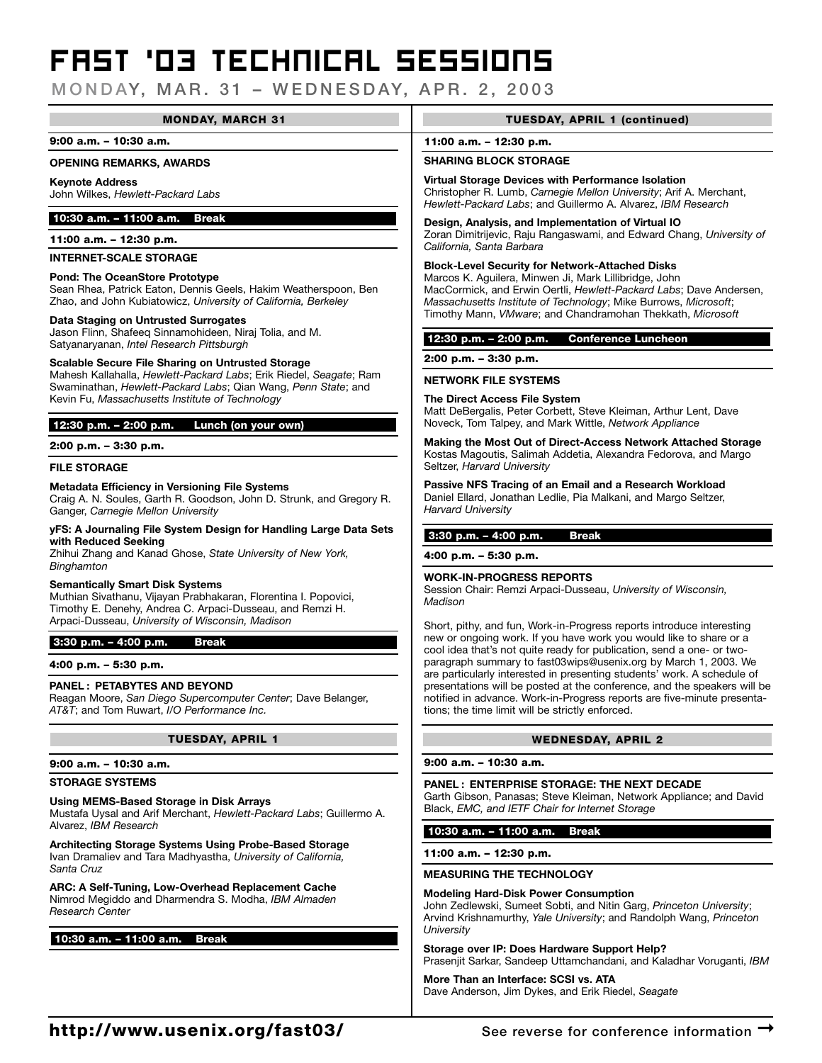# FAST '03 TECHNICAL SESSIONS

MONDAY, MAR. 31 – WEDNESDAY, APR. 2, 2003

## MONDAY, MARCH 31

**9:00 a.m. – 10:30 a.m.**

**OPENING REMARKS, AWARDS**

**Keynote Address**
John Wilkes, *Hewlett-Packard Labs*

**10:30 a.m. – 11:00 a.m. Break**

**11:00 a.m. – 12:30 p.m.**

**INTERNET-SCALE STORAGE**

**Pond: The OceanStore Prototype**
Sean Rhea, Patrick Eaton, Dennis Geels, Hakim Weatherspoon, Ben Zhao, and John Kubiatowicz, *University of California, Berkeley*

**Data Staging on Untrusted Surrogates**
Jason Flinn, Shafeeq Sinnamohideen, Niraj Tolia, and M. Satyanaryanan, *Intel Research Pittsburgh*

**Scalable Secure File Sharing on Untrusted Storage**
Mahesh Kallahalla, *Hewlett-Packard Labs*; Erik Riedel, *Seagate*; Ram Swaminathan, *Hewlett-Packard Labs*; Qian Wang, *Penn State*; and Kevin Fu, *Massachusetts Institute of Technology*

**12:30 p.m. – 2:00 p.m. Lunch (on your own)**

**2:00 p.m. – 3:30 p.m.**

**FILE STORAGE**

**Metadata Efficiency in Versioning File Systems**
Craig A. N. Soules, Garth R. Goodson, John D. Strunk, and Gregory R. Ganger, *Carnegie Mellon University*

**yFS: A Journaling File System Design for Handling Large Data Sets with Reduced Seeking**
Zhihui Zhang and Kanad Ghose, *State University of New York, Binghamton*

**Semantically Smart Disk Systems**
Muthian Sivathanu, Vijayan Prabhakaran, Florentina I. Popovici, Timothy E. Denehy, Andrea C. Arpaci-Dusseau, and Remzi H. Arpaci-Dusseau, *University of Wisconsin, Madison*

**3:30 p.m. – 4:00 p.m. Break**

**4:00 p.m. – 5:30 p.m.**

**PANEL : PETABYTES AND BEYOND**
Reagan Moore, *San Diego Supercomputer Center*; Dave Belanger, *AT&T*; and Tom Ruwart, *I/O Performance Inc.*

## TUESDAY, APRIL 1

**9:00 a.m. – 10:30 a.m.**

**STORAGE SYSTEMS**

**Using MEMS-Based Storage in Disk Arrays**
Mustafa Uysal and Arif Merchant, *Hewlett-Packard Labs*; Guillermo A. Alvarez, *IBM Research*

**Architecting Storage Systems Using Probe-Based Storage**
Ivan Dramaliev and Tara Madhyastha, *University of California, Santa Cruz*

**ARC: A Self-Tuning, Low-Overhead Replacement Cache**
Nimrod Megiddo and Dharmendra S. Modha, *IBM Almaden Research Center*

**10:30 a.m. – 11:00 a.m. Break**

## TUESDAY, APRIL 1 (continued)

**11:00 a.m. – 12:30 p.m.**

**SHARING BLOCK STORAGE**

**Virtual Storage Devices with Performance Isolation**
Christopher R. Lumb, *Carnegie Mellon University*; Arif A. Merchant, *Hewlett-Packard Labs*; and Guillermo A. Alvarez, *IBM Research*

**Design, Analysis, and Implementation of Virtual IO**
Zoran Dimitrijevic, Raju Rangaswami, and Edward Chang, *University of California, Santa Barbara*

**Block-Level Security for Network-Attached Disks**
Marcos K. Aguilera, Minwen Ji, Mark Lillibridge, John MacCormick, and Erwin Oertli, *Hewlett-Packard Labs*; Dave Andersen, *Massachusetts Institute of Technology*; Mike Burrows, *Microsoft*; Timothy Mann, *VMware*; and Chandramohan Thekkath, *Microsoft*

**12:30 p.m. – 2:00 p.m. Conference Luncheon**

**2:00 p.m. – 3:30 p.m.**

**NETWORK FILE SYSTEMS**

**The Direct Access File System**
Matt DeBergalis, Peter Corbett, Steve Kleiman, Arthur Lent, Dave Noveck, Tom Talpey, and Mark Wittle, *Network Appliance*

**Making the Most Out of Direct-Access Network Attached Storage**
Kostas Magoutis, Salimah Addetia, Alexandra Fedorova, and Margo Seltzer, *Harvard University*

**Passive NFS Tracing of an Email and a Research Workload**
Daniel Ellard, Jonathan Ledlie, Pia Malkani, and Margo Seltzer, *Harvard University*

**3:30 p.m. – 4:00 p.m. Break**

**4:00 p.m. – 5:30 p.m.**

**WORK-IN-PROGRESS REPORTS**
Session Chair: Remzi Arpaci-Dusseau, *University of Wisconsin, Madison*

Short, pithy, and fun, Work-in-Progress reports introduce interesting new or ongoing work. If you have work you would like to share or a cool idea that's not quite ready for publication, send a one- or two-paragraph summary to fast03wips@usenix.org by March 1, 2003. We are particularly interested in presenting students' work. A schedule of presentations will be posted at the conference, and the speakers will be notified in advance. Work-in-Progress reports are five-minute presentations; the time limit will be strictly enforced.

## WEDNESDAY, APRIL 2

**9:00 a.m. – 10:30 a.m.**

**PANEL : ENTERPRISE STORAGE: THE NEXT DECADE**
Garth Gibson, Panasas; Steve Kleiman, Network Appliance; and David Black, *EMC, and IETF Chair for Internet Storage*

**10:30 a.m. – 11:00 a.m. Break**

**11:00 a.m. – 12:30 p.m.**

**MEASURING THE TECHNOLOGY**

**Modeling Hard-Disk Power Consumption**
John Zedlewski, Sumeet Sobti, and Nitin Garg, *Princeton University*; Arvind Krishnamurthy, *Yale University*; and Randolph Wang, *Princeton University*

**Storage over IP: Does Hardware Support Help?**
Prasenjit Sarkar, Sandeep Uttamchandani, and Kaladhar Voruganti, *IBM*

**More Than an Interface: SCSI vs. ATA**
Dave Anderson, Jim Dykes, and Erik Riedel, *Seagate*

**http://www.usenix.org/fast03/**

See reverse for conference information →